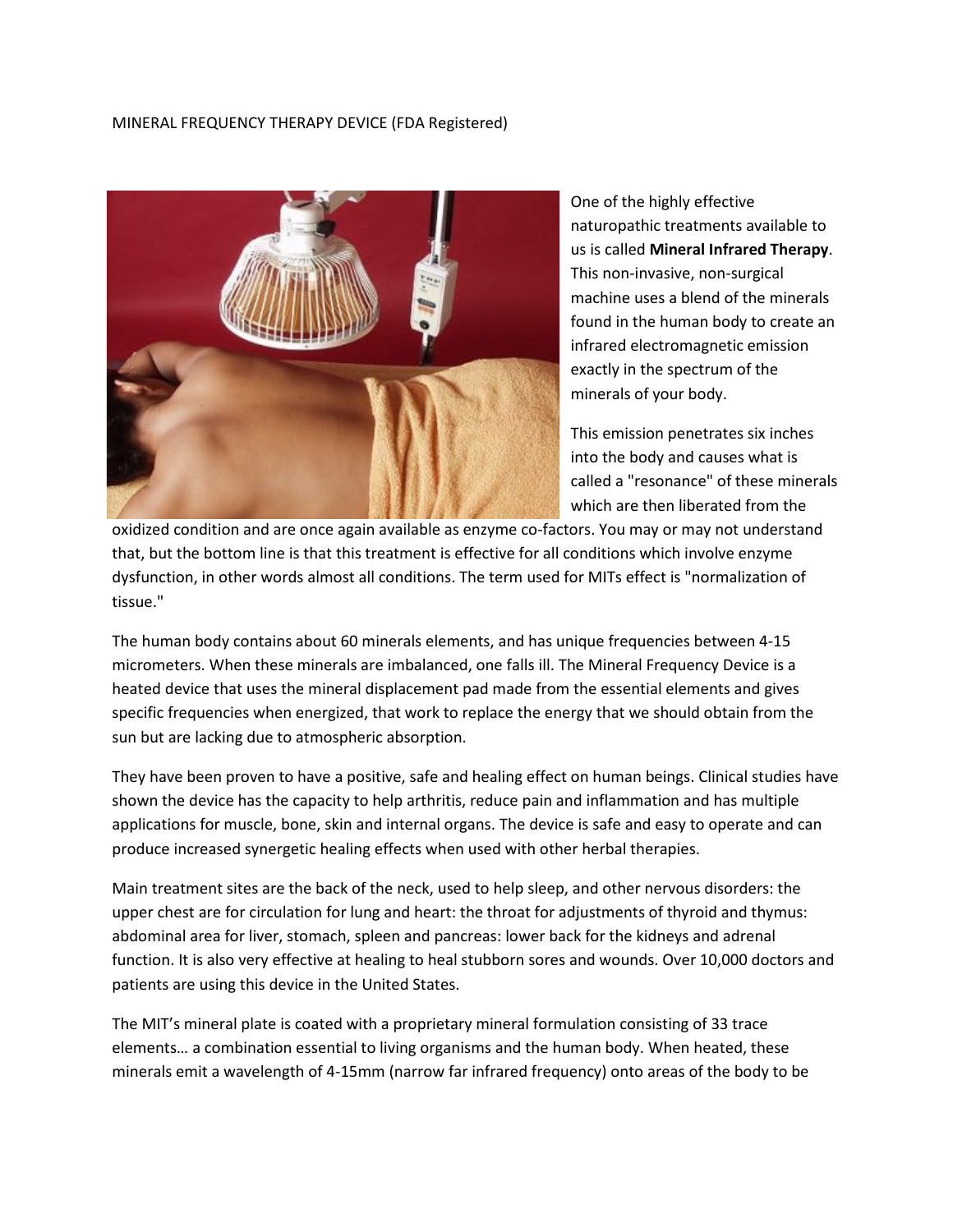MINERAL FREQUENCY THERAPY DEVICE (FDA Registered)

One of the highly effective naturopathic treatments available to us is called **Mineral Infrared Therapy**. This non-invasive, non-surgical machine uses a blend of the minerals found in the human body to create an infrared electromagnetic emission exactly in the spectrum of the minerals of your body.

This emission penetrates six inches into the body and causes what is called a "resonance" of these minerals which are then liberated from the oxidized condition and are once again available as enzyme co-factors. You may or may not understand that, but the bottom line is that this treatment is effective for all conditions which involve enzyme dysfunction, in other words almost all conditions. The term used for MITs effect is "normalization of tissue."

The human body contains about 60 minerals elements, and has unique frequencies between 4-15 micrometers. When these minerals are imbalanced, one falls ill. The Mineral Frequency Device is a heated device that uses the mineral displacement pad made from the essential elements and gives specific frequencies when energized, that work to replace the energy that we should obtain from the sun but are lacking due to atmospheric absorption.

They have been proven to have a positive, safe and healing effect on human beings. Clinical studies have shown the device has the capacity to help arthritis, reduce pain and inflammation and has multiple applications for muscle, bone, skin and internal organs. The device is safe and easy to operate and can produce increased synergetic healing effects when used with other herbal therapies.

Main treatment sites are the back of the neck, used to help sleep, and other nervous disorders: the upper chest are for circulation for lung and heart: the throat for adjustments of thyroid and thymus: abdominal area for liver, stomach, spleen and pancreas: lower back for the kidneys and adrenal function. It is also very effective at healing to heal stubborn sores and wounds. Over 10,000 doctors and patients are using this device in the United States.

The MIT's mineral plate is coated with a proprietary mineral formulation consisting of 33 trace elements… a combination essential to living organisms and the human body. When heated, these minerals emit a wavelength of 4-15mm (narrow far infrared frequency) onto areas of the body to be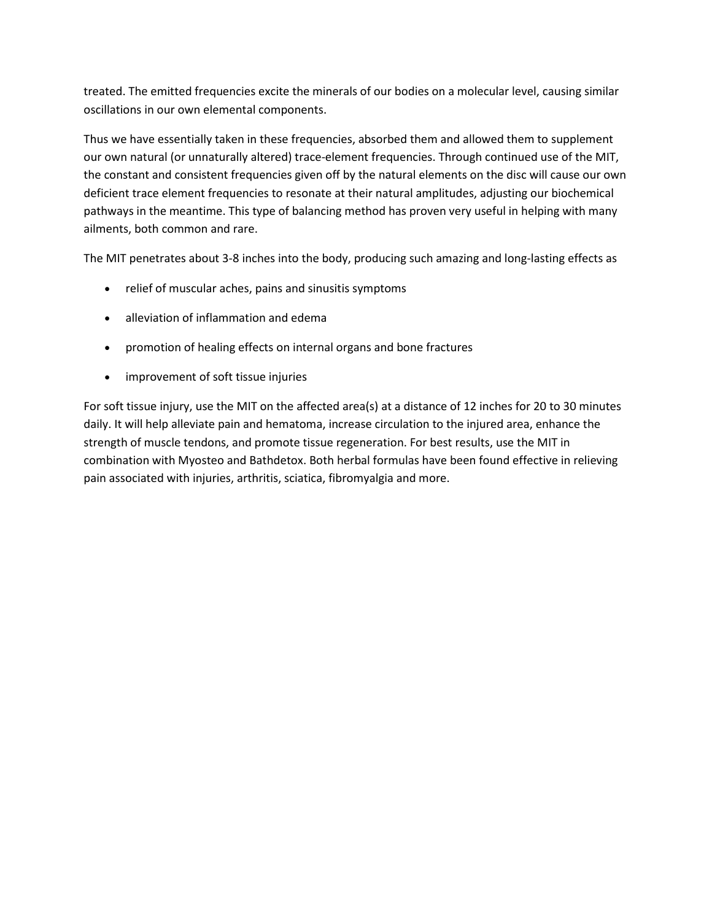treated. The emitted frequencies excite the minerals of our bodies on a molecular level, causing similar oscillations in our own elemental components.

Thus we have essentially taken in these frequencies, absorbed them and allowed them to supplement our own natural (or unnaturally altered) trace-element frequencies. Through continued use of the MIT, the constant and consistent frequencies given off by the natural elements on the disc will cause our own deficient trace element frequencies to resonate at their natural amplitudes, adjusting our biochemical pathways in the meantime. This type of balancing method has proven very useful in helping with many ailments, both common and rare.

The MIT penetrates about 3-8 inches into the body, producing such amazing and long-lasting effects as

- relief of muscular aches, pains and sinusitis symptoms
- alleviation of inflammation and edema
- promotion of healing effects on internal organs and bone fractures
- improvement of soft tissue injuries

For soft tissue injury, use the MIT on the affected area(s) at a distance of 12 inches for 20 to 30 minutes daily. It will help alleviate pain and hematoma, increase circulation to the injured area, enhance the strength of muscle tendons, and promote tissue regeneration. For best results, use the MIT in combination with Myosteo and Bathdetox. Both herbal formulas have been found effective in relieving pain associated with injuries, arthritis, sciatica, fibromyalgia and more.